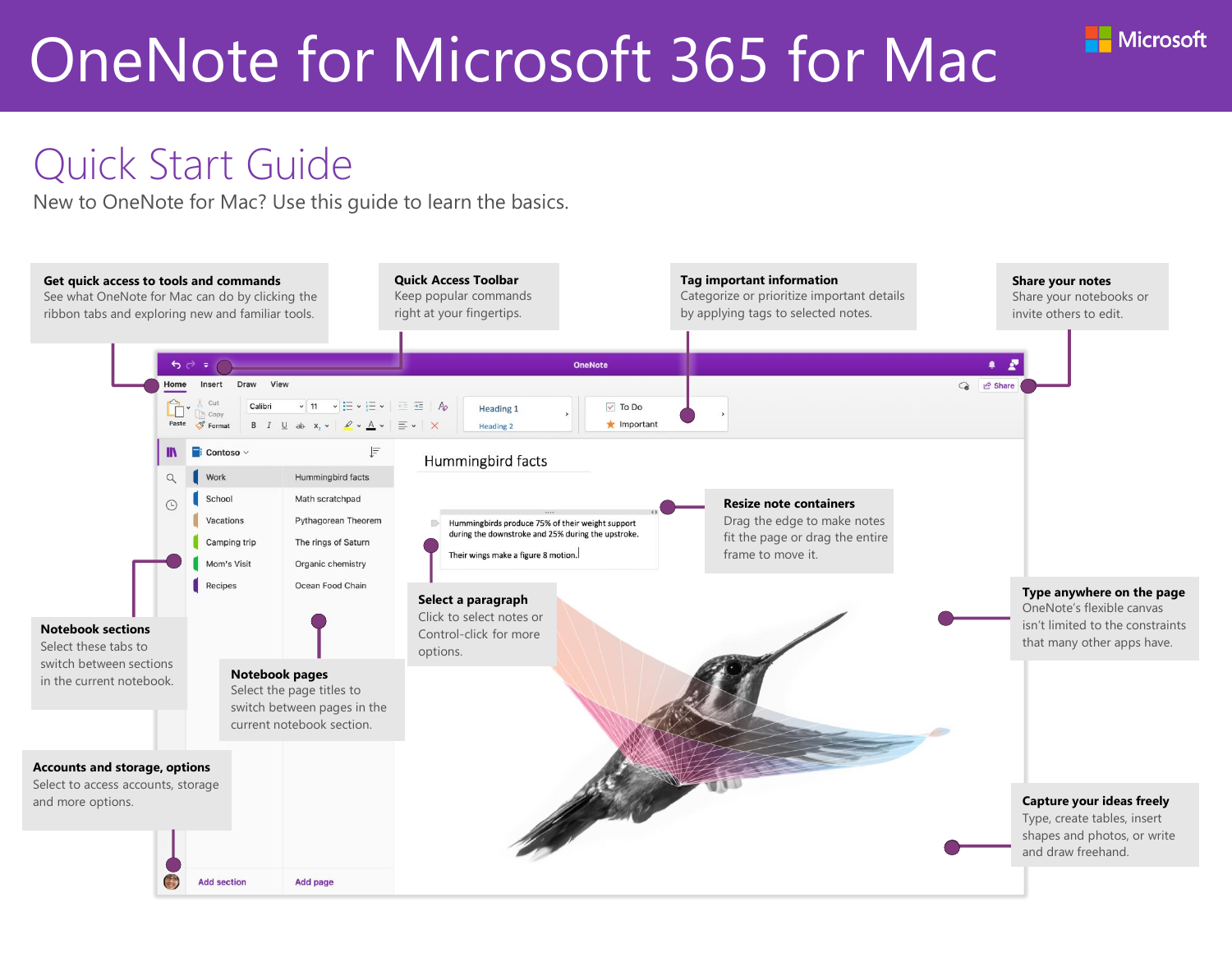# OneNote for Microsoft 365 for Mac

Microsoft

## Quick Start Guide

New to OneNote for Mac? Use this guide to learn the basics.

**Get quick access to tools and commands**
See what OneNote for Mac can do by clicking the ribbon tabs and exploring new and familiar tools.

**Quick Access Toolbar**
Keep popular commands right at your fingertips.

**Tag important information**
Categorize or prioritize important details by applying tags to selected notes.

**Share your notes**
Share your notebooks or invite others to edit.

**Resize note containers**
Drag the edge to make notes fit the page or drag the entire frame to move it.

**Type anywhere on the page**
OneNote's flexible canvas isn't limited to the constraints that many other apps have.

**Select a paragraph**
Click to select notes or Control-click for more options.

**Notebook sections**
Select these tabs to switch between sections in the current notebook.

**Notebook pages**
Select the page titles to switch between pages in the current notebook section.

**Accounts and storage, options**
Select to access accounts, storage and more options.

**Capture your ideas freely**
Type, create tables, insert shapes and photos, or write and draw freehand.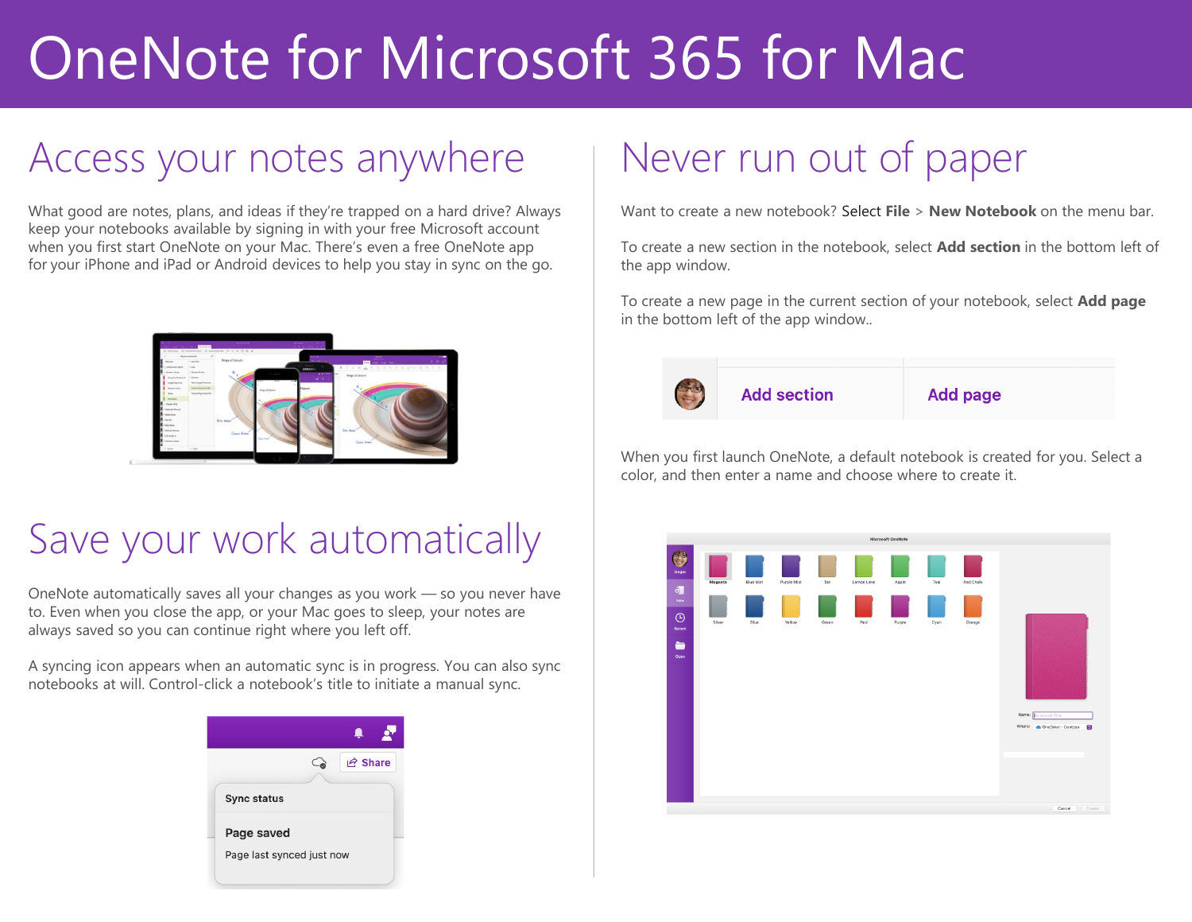# OneNote for Microsoft 365 for Mac

## Access your notes anywhere

What good are notes, plans, and ideas if they're trapped on a hard drive? Always keep your notebooks available by signing in with your free Microsoft account when you first start OneNote on your Mac. There's even a free OneNote app for your iPhone and iPad or Android devices to help you stay in sync on the go.

## Save your work automatically

OneNote automatically saves all your changes as you work — so you never have to. Even when you close the app, or your Mac goes to sleep, your notes are always saved so you can continue right where you left off.

A syncing icon appears when an automatic sync is in progress. You can also sync notebooks at will. Control-click a notebook's title to initiate a manual sync.

## Never run out of paper

Want to create a new notebook? Select **File** > **New Notebook** on the menu bar.

To create a new section in the notebook, select **Add section** in the bottom left of the app window.

To create a new page in the current section of your notebook, select **Add page** in the bottom left of the app window..

When you first launch OneNote, a default notebook is created for you. Select a color, and then enter a name and choose where to create it.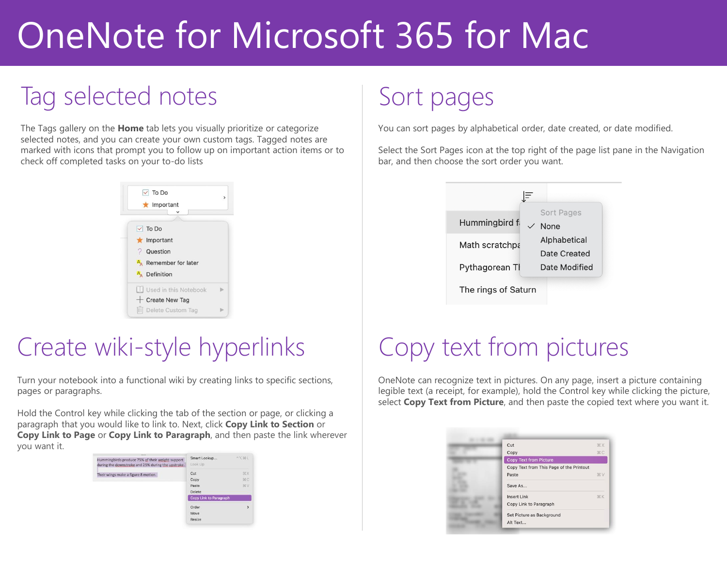# OneNote for Microsoft 365 for Mac

## Tag selected notes

The Tags gallery on the **Home** tab lets you visually prioritize or categorize selected notes, and you can create your own custom tags. Tagged notes are marked with icons that prompt you to follow up on important action items or to check off completed tasks on your to-do lists

## Create wiki-style hyperlinks

Turn your notebook into a functional wiki by creating links to specific sections, pages or paragraphs.

Hold the Control key while clicking the tab of the section or page, or clicking a paragraph that you would like to link to. Next, click **Copy Link to Section** or **Copy Link to Page** or **Copy Link to Paragraph**, and then paste the link wherever you want it.

## Sort pages

You can sort pages by alphabetical order, date created, or date modified.

Select the Sort Pages icon at the top right of the page list pane in the Navigation bar, and then choose the sort order you want.

## Copy text from pictures

OneNote can recognize text in pictures. On any page, insert a picture containing legible text (a receipt, for example), hold the Control key while clicking the picture, select **Copy Text from Picture**, and then paste the copied text where you want it.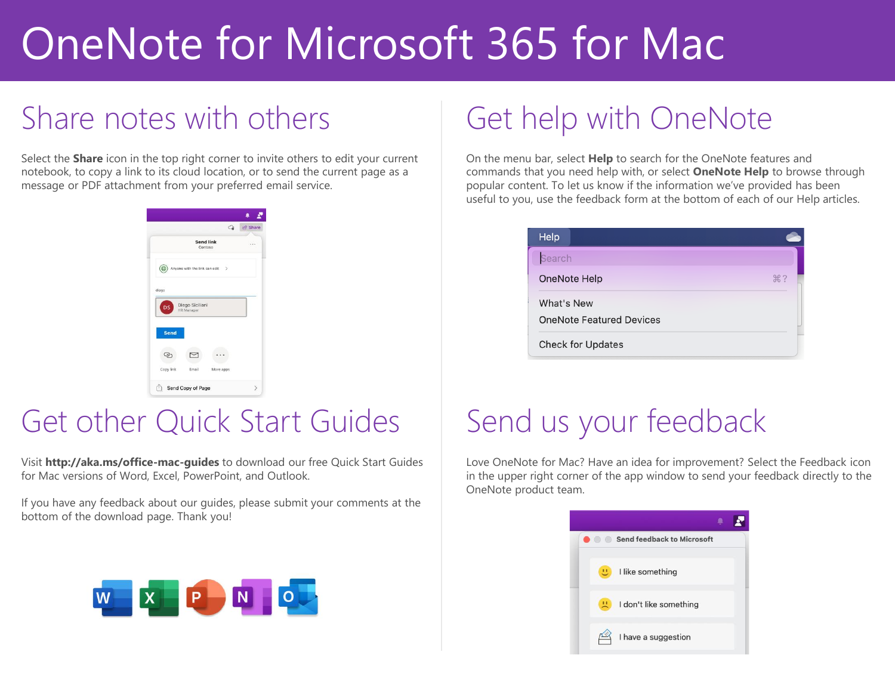# OneNote for Microsoft 365 for Mac

## Share notes with others

Select the **Share** icon in the top right corner to invite others to edit your current notebook, to copy a link to its cloud location, or to send the current page as a message or PDF attachment from your preferred email service.

## Get other Quick Start Guides

Visit **http://aka.ms/office-mac-guides** to download our free Quick Start Guides for Mac versions of Word, Excel, PowerPoint, and Outlook.

If you have any feedback about our guides, please submit your comments at the bottom of the download page. Thank you!

## Get help with OneNote

On the menu bar, select **Help** to search for the OneNote features and commands that you need help with, or select **OneNote Help** to browse through popular content. To let us know if the information we've provided has been useful to you, use the feedback form at the bottom of each of our Help articles.

## Send us your feedback

Love OneNote for Mac? Have an idea for improvement? Select the Feedback icon in the upper right corner of the app window to send your feedback directly to the OneNote product team.